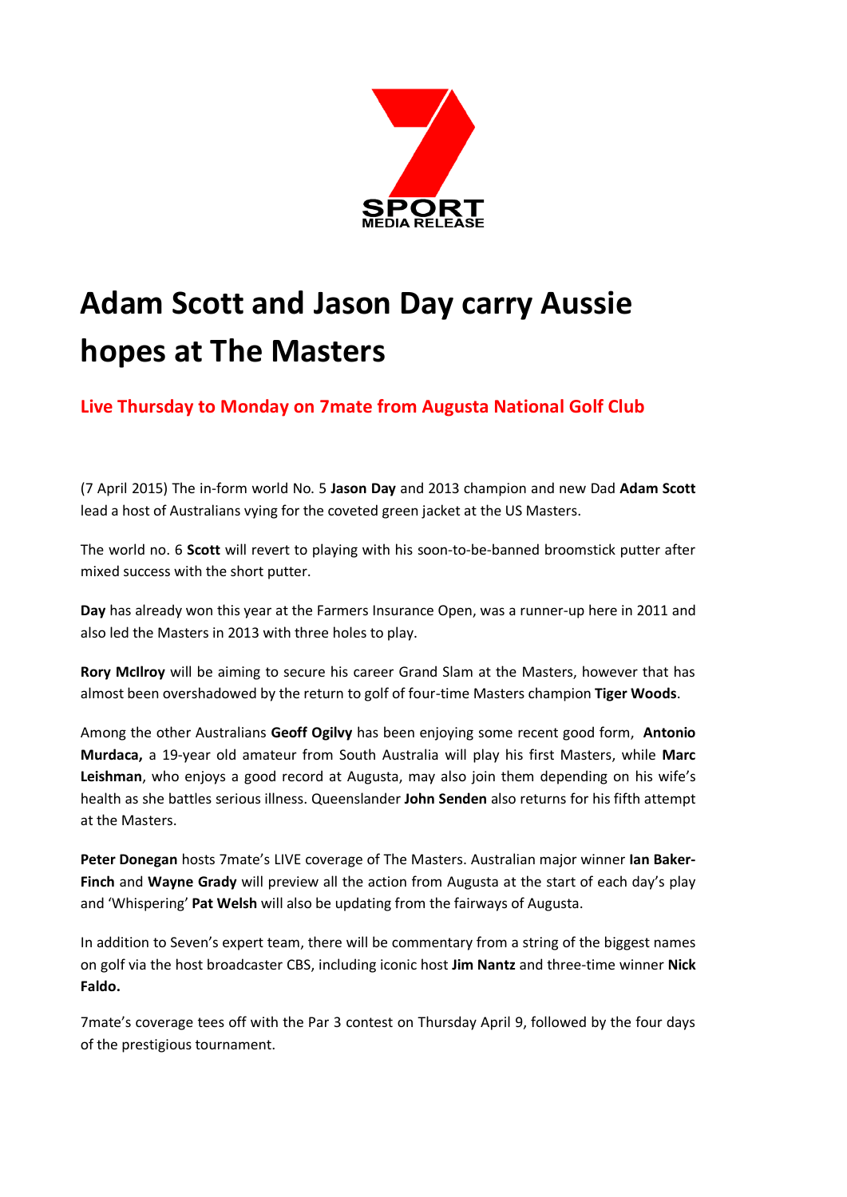# Adam Scott and Jason Day carry Aussie hopes at The Masters

## Live Thursday to Monday on 7mate from Augusta National Golf Club

(7 April 2015) The in-form world No. 5 **Jason Day** and 2013 champion and new Dad **Adam Scott** lead a host of Australians vying for the coveted green jacket at the US Masters.

The world no. 6 **Scott** will revert to playing with his soon-to-be-banned broomstick putter after mixed success with the short putter.

**Day** has already won this year at the Farmers Insurance Open, was a runner-up here in 2011 and also led the Masters in 2013 with three holes to play.

**Rory McIlroy** will be aiming to secure his career Grand Slam at the Masters, however that has almost been overshadowed by the return to golf of four-time Masters champion **Tiger Woods**.

Among the other Australians **Geoff Ogilvy** has been enjoying some recent good form, **Antonio Murdaca,** a 19-year old amateur from South Australia will play his first Masters, while **Marc Leishman**, who enjoys a good record at Augusta, may also join them depending on his wife's health as she battles serious illness. Queenslander **John Senden** also returns for his fifth attempt at the Masters.

**Peter Donegan** hosts 7mate's LIVE coverage of The Masters. Australian major winner **Ian Baker-Finch** and **Wayne Grady** will preview all the action from Augusta at the start of each day's play and 'Whispering' **Pat Welsh** will also be updating from the fairways of Augusta.

In addition to Seven's expert team, there will be commentary from a string of the biggest names on golf via the host broadcaster CBS, including iconic host **Jim Nantz** and three-time winner **Nick Faldo.**

7mate's coverage tees off with the Par 3 contest on Thursday April 9, followed by the four days of the prestigious tournament.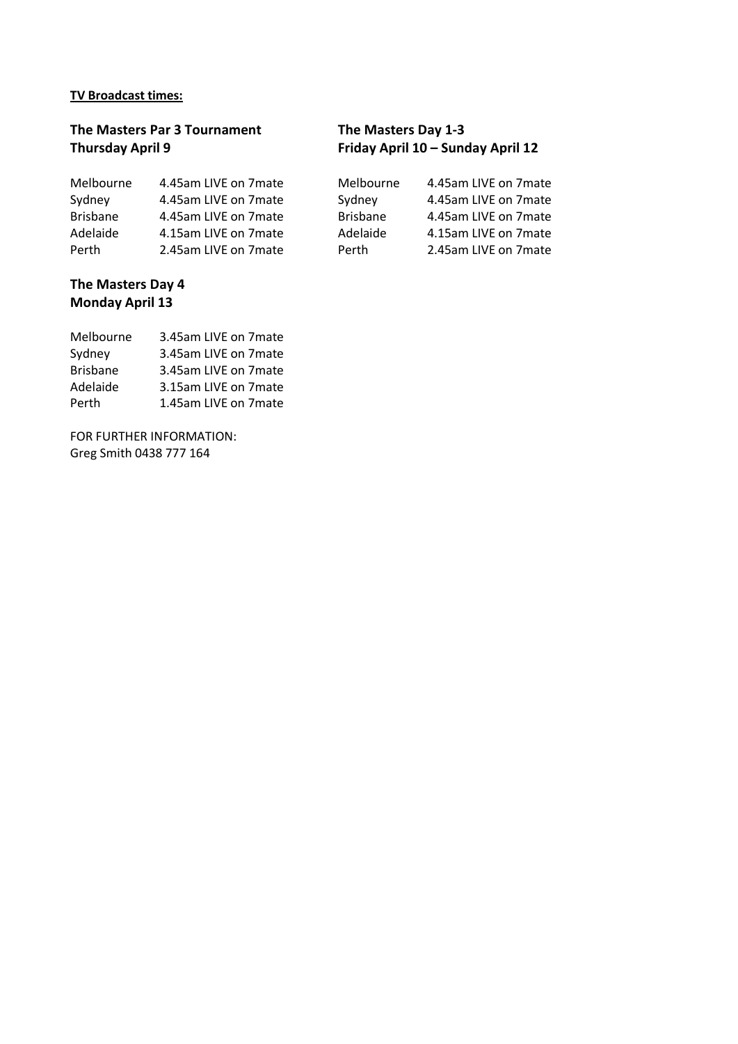**TV Broadcast times:**

### The Masters Par 3 Tournament
### Thursday April 9

| | |
|---|---|
| Melbourne | 4.45am LIVE on 7mate |
| Sydney | 4.45am LIVE on 7mate |
| Brisbane | 4.45am LIVE on 7mate |
| Adelaide | 4.15am LIVE on 7mate |
| Perth | 2.45am LIVE on 7mate |

### The Masters Day 1-3
### Friday April 10 – Sunday April 12

| | |
|---|---|
| Melbourne | 4.45am LIVE on 7mate |
| Sydney | 4.45am LIVE on 7mate |
| Brisbane | 4.45am LIVE on 7mate |
| Adelaide | 4.15am LIVE on 7mate |
| Perth | 2.45am LIVE on 7mate |

### The Masters Day 4
### Monday April 13

| | |
|---|---|
| Melbourne | 3.45am LIVE on 7mate |
| Sydney | 3.45am LIVE on 7mate |
| Brisbane | 3.45am LIVE on 7mate |
| Adelaide | 3.15am LIVE on 7mate |
| Perth | 1.45am LIVE on 7mate |

FOR FURTHER INFORMATION:
Greg Smith 0438 777 164